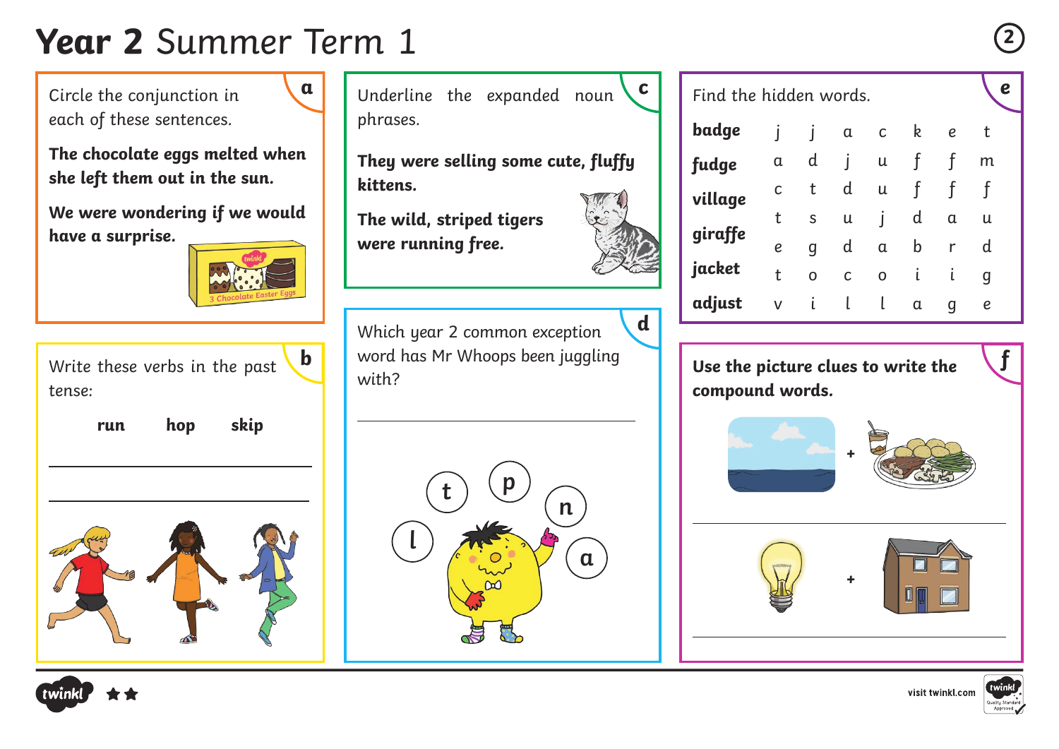# **Year 2** Summer Term 1

## a

Circle the conjunction in each of these sentences.

**The chocolate eggs melted when she left them out in the sun.**

**We were wondering if we would have a surprise.**

3 Chocolate Easter Eggs

## b

Write these verbs in the past tense:

**run** **hop** **skip**

___________________________

___________________________

## c

Underline the expanded noun phrases.

**They were selling some cute, fluffy kittens.**

**The wild, striped tigers were running free.**

## d

Which year 2 common exception word has Mr Whoops been juggling with?

___________________________

t p n l a

## e

Find the hidden words.

| | | | | | | | |
|---|---|---|---|---|---|---|---|
| **badge** | j | j | a | c | k | e | t |
| **fudge** | a | d | j | u | f | f | m |
| **village** | c | t | d | u | f | f | f |
| **giraffe** | t | s | u | j | d | a | u |
| **jacket** | e | g | d | a | b | r | d |
| **adjust** | t | o | c | o | i | i | g |
| | v | i | l | l | a | g | e |

## f

**Use the picture clues to write the compound words.**

\+

___________________________

\+

___________________________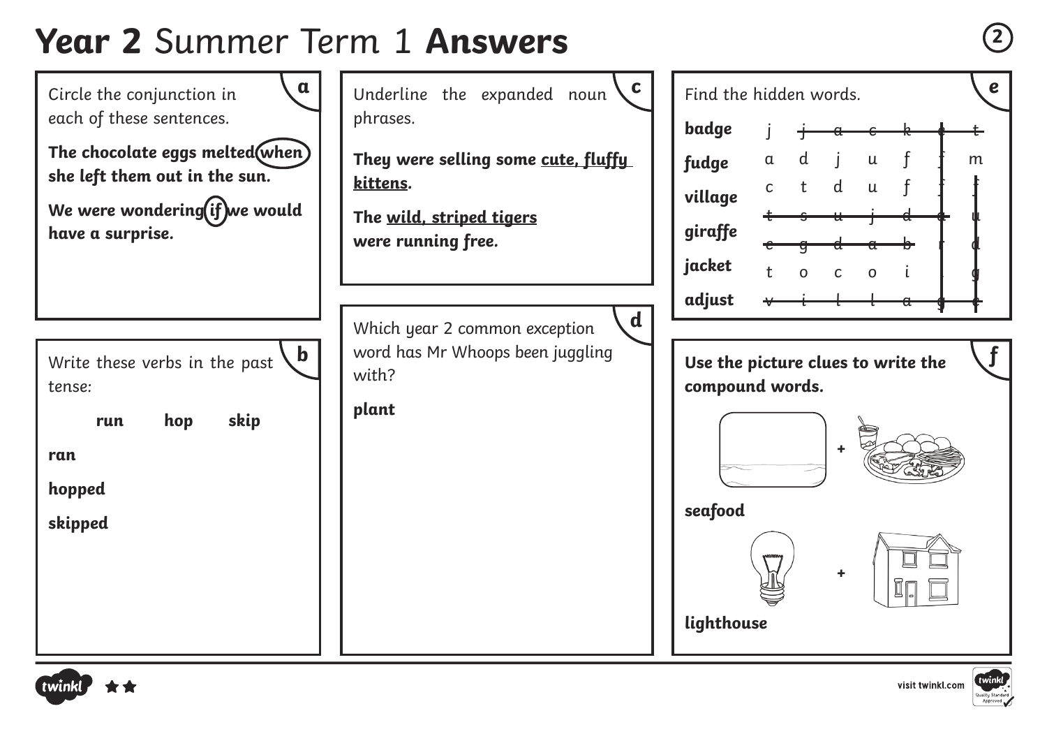# **Year 2** Summer Term 1 **Answers**

**a**

Circle the conjunction in each of these sentences.

**The chocolate eggs melted (when) she left them out in the sun.**

**We were wondering (if) we would have a surprise.**

**b**

Write these verbs in the past tense:

**run** **hop** **skip**

**ran**

**hopped**

**skipped**

**c**

Underline the expanded noun phrases.

**They were selling some <u>cute, fluffy kittens</u>.**

**The <u>wild, striped tigers</u> were running free.**

**d**

Which year 2 common exception word has Mr Whoops been juggling with?

**plant**

**e**

Find the hidden words.

**badge**
**fudge**
**village**
**giraffe**
**jacket**
**adjust**

| | | | | | | |
|---|---|---|---|---|---|---|
| j | j | a | c | k | e | t |
| a | d | j | u | f | f | m |
| c | t | d | u | f | f | f |
| t | s | u | j | d | a | u |
| e | g | d | a | b | r | d |
| t | o | c | o | i | i | g |
| v | i | l | l | a | g | e |

**f**

**Use the picture clues to write the compound words.**

**seafood**

**lighthouse**